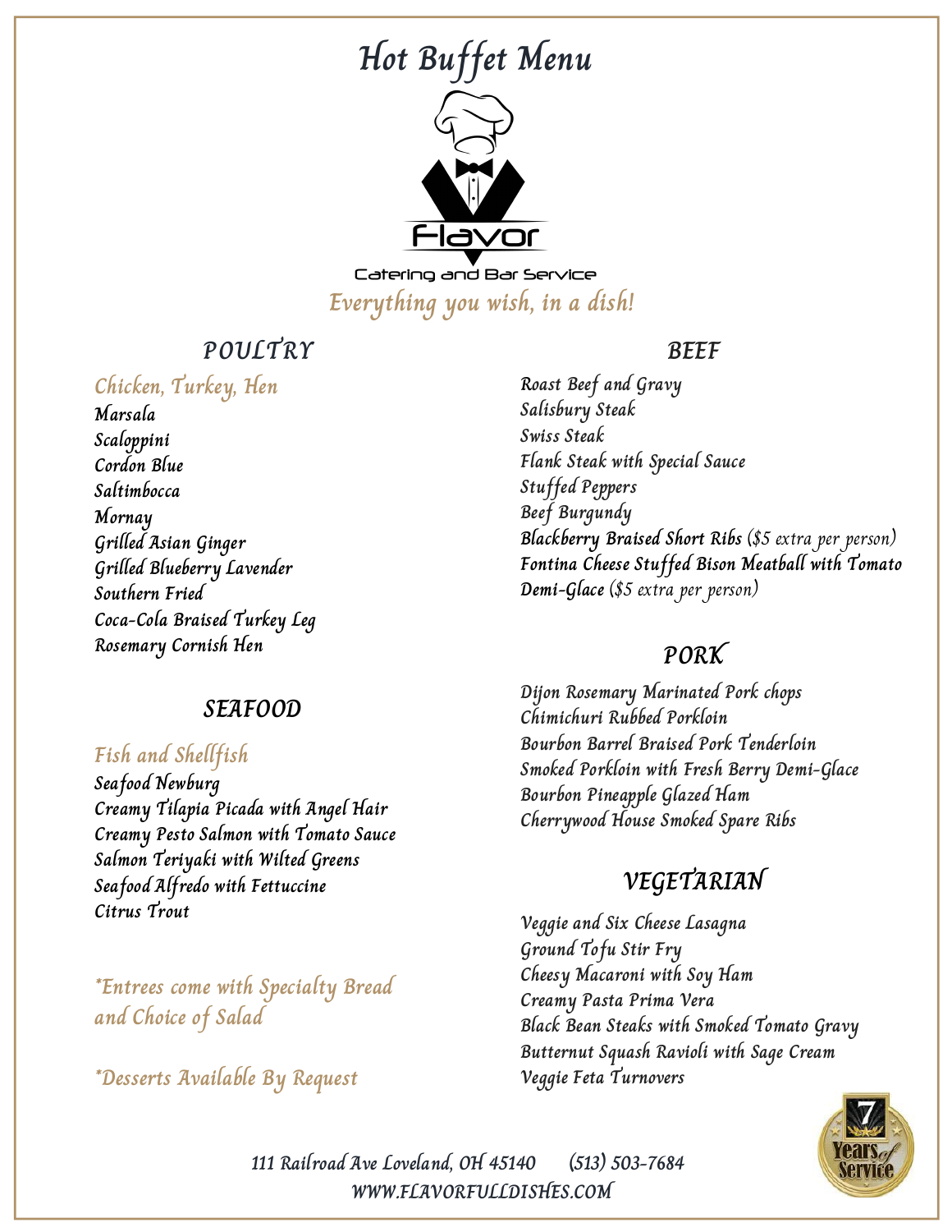# Hot Buffet Menu

Flavor

Catering and Bar Service

*Everything you wish, in a dish!*

## POULTRY

### Chicken, Turkey, Hen

Marsala
Scaloppini
Cordon Blue
Saltimbocca
Mornay
Grilled Asian Ginger
Grilled Blueberry Lavender
Southern Fried
Coca-Cola Braised Turkey Leg
Rosemary Cornish Hen

## SEAFOOD

### Fish and Shellfish

Seafood Newburg
Creamy Tilapia Picada with Angel Hair
Creamy Pesto Salmon with Tomato Sauce
Salmon Teriyaki with Wilted Greens
Seafood Alfredo with Fettuccine
Citrus Trout

*Entrees come with Specialty Bread and Choice of Salad

*Desserts Available By Request

## BEEF

Roast Beef and Gravy
Salisbury Steak
Swiss Steak
Flank Steak with Special Sauce
Stuffed Peppers
Beef Burgundy
**Blackberry Braised Short Ribs** *($5 extra per person)*
**Fontina Cheese Stuffed Bison Meatball with Tomato Demi-Glace** *($5 extra per person)*

## PORK

Dijon Rosemary Marinated Pork chops
Chimichuri Rubbed Porkloin
Bourbon Barrel Braised Pork Tenderloin
Smoked Porkloin with Fresh Berry Demi-Glace
Bourbon Pineapple Glazed Ham
Cherrywood House Smoked Spare Ribs

## VEGETARIAN

Veggie and Six Cheese Lasagna
Ground Tofu Stir Fry
Cheesy Macaroni with Soy Ham
Creamy Pasta Prima Vera
Black Bean Steaks with Smoked Tomato Gravy
Butternut Squash Ravioli with Sage Cream
Veggie Feta Turnovers

7 Years of Service

111 Railroad Ave Loveland, OH 45140 (513) 503-7684
WWW.FLAVORFULLDISHES.COM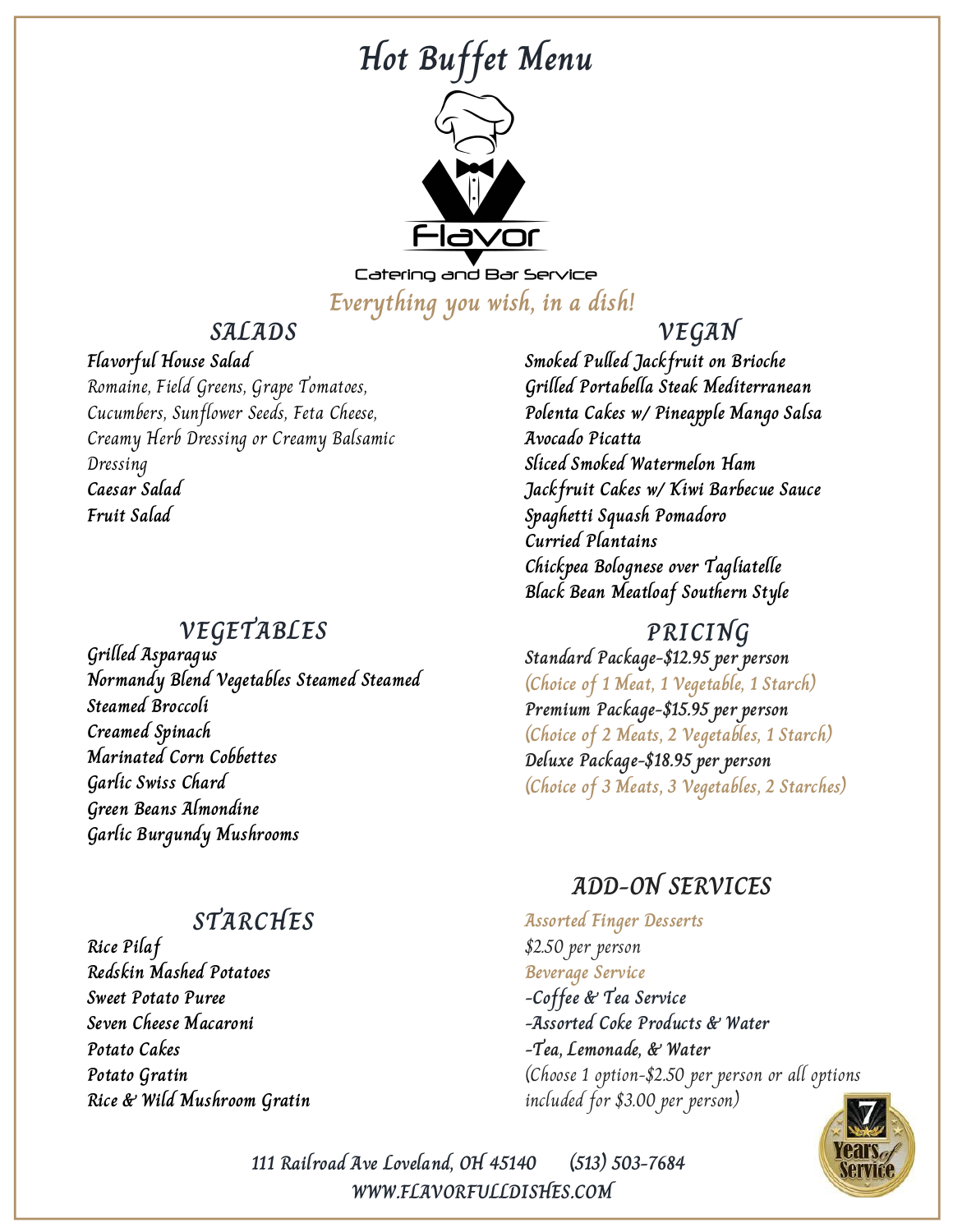# Hot Buffet Menu

Flavor

Catering and Bar Service

*Everything you wish, in a dish!*

## SALADS

**Flavorful House Salad**

*Romaine, Field Greens, Grape Tomatoes, Cucumbers, Sunflower Seeds, Feta Cheese, Creamy Herb Dressing or Creamy Balsamic Dressing*

**Caesar Salad**

**Fruit Salad**

## VEGETABLES

**Grilled Asparagus**

**Normandy Blend Vegetables Steamed Steamed**

**Steamed Broccoli**

**Creamed Spinach**

**Marinated Corn Cobbettes**

**Garlic Swiss Chard**

**Green Beans Almondine**

**Garlic Burgundy Mushrooms**

## STARCHES

**Rice Pilaf**

**Redskin Mashed Potatoes**

**Sweet Potato Puree**

**Seven Cheese Macaroni**

**Potato Cakes**

**Potato Gratin**

**Rice & Wild Mushroom Gratin**

## VEGAN

**Smoked Pulled Jackfruit on Brioche**

**Grilled Portabella Steak Mediterranean**

**Polenta Cakes w/ Pineapple Mango Salsa**

**Avocado Picatta**

**Sliced Smoked Watermelon Ham**

**Jackfruit Cakes w/ Kiwi Barbecue Sauce**

**Spaghetti Squash Pomadoro**

**Curried Plantains**

**Chickpea Bolognese over Tagliatelle**

**Black Bean Meatloaf Southern Style**

## PRICING

**Standard Package-$12.95 per person**

(Choice of 1 Meat, 1 Vegetable, 1 Starch)

**Premium Package-$15.95 per person**

(Choice of 2 Meats, 2 Vegetables, 1 Starch)

**Deluxe Package-$18.95 per person**

(Choice of 3 Meats, 3 Vegetables, 2 Starches)

## ADD-ON SERVICES

**Assorted Finger Desserts**

*$2.50 per person*

**Beverage Service**

-Coffee & Tea Service

-Assorted Coke Products & Water

-Tea, Lemonade, & Water

*(Choose 1 option-$2.50 per person or all options included for $3.00 per person)*

7 Years of Service

111 Railroad Ave Loveland, OH 45140 (513) 503-7684

WWW.FLAVORFULLDISHES.COM